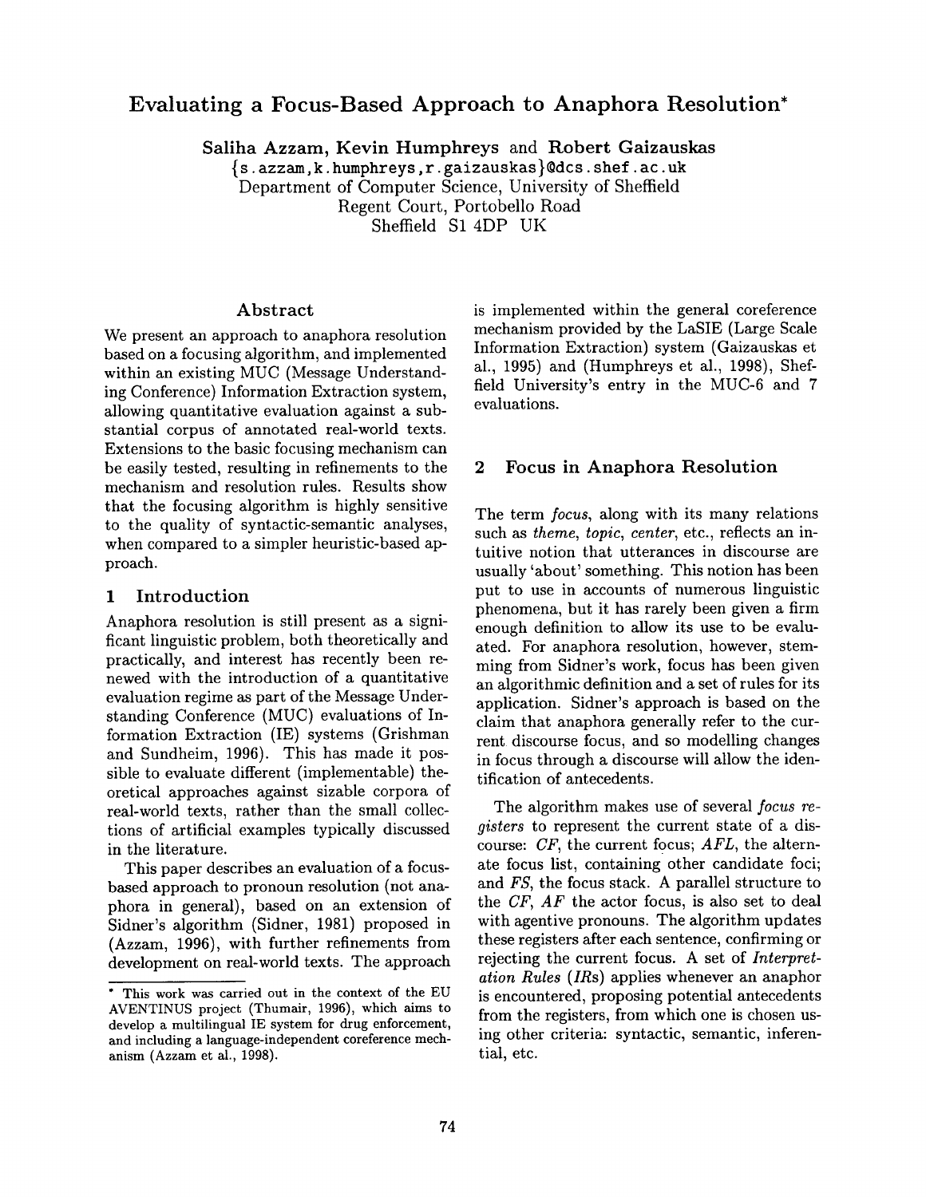# Evaluating a Focus-Based Approach to Anaphora Resolution*

**Saliha Azzam, Kevin Humphreys** and **Robert Gaizauskas**
{s.azzam,k.humphreys,r.gaizauskas}@dcs.shef.ac.uk
Department of Computer Science, University of Sheffield
Regent Court, Portobello Road
Sheffield S1 4DP UK

## Abstract

We present an approach to anaphora resolution based on a focusing algorithm, and implemented within an existing MUC (Message Understanding Conference) Information Extraction system, allowing quantitative evaluation against a substantial corpus of annotated real-world texts. Extensions to the basic focusing mechanism can be easily tested, resulting in refinements to the mechanism and resolution rules. Results show that the focusing algorithm is highly sensitive to the quality of syntactic-semantic analyses, when compared to a simpler heuristic-based approach.

## 1 Introduction

Anaphora resolution is still present as a significant linguistic problem, both theoretically and practically, and interest has recently been renewed with the introduction of a quantitative evaluation regime as part of the Message Understanding Conference (MUC) evaluations of Information Extraction (IE) systems (Grishman and Sundheim, 1996). This has made it possible to evaluate different (implementable) theoretical approaches against sizable corpora of real-world texts, rather than the small collections of artificial examples typically discussed in the literature.

This paper describes an evaluation of a focus-based approach to pronoun resolution (not anaphora in general), based on an extension of Sidner's algorithm (Sidner, 1981) proposed in (Azzam, 1996), with further refinements from development on real-world texts. The approach is implemented within the general coreference mechanism provided by the LaSIE (Large Scale Information Extraction) system (Gaizauskas et al., 1995) and (Humphreys et al., 1998), Sheffield University's entry in the MUC-6 and 7 evaluations.

## 2 Focus in Anaphora Resolution

The term *focus*, along with its many relations such as *theme*, *topic*, *center*, etc., reflects an intuitive notion that utterances in discourse are usually 'about' something. This notion has been put to use in accounts of numerous linguistic phenomena, but it has rarely been given a firm enough definition to allow its use to be evaluated. For anaphora resolution, however, stemming from Sidner's work, focus has been given an algorithmic definition and a set of rules for its application. Sidner's approach is based on the claim that anaphora generally refer to the current discourse focus, and so modelling changes in focus through a discourse will allow the identification of antecedents.

The algorithm makes use of several *focus registers* to represent the current state of a discourse: *CF*, the current focus; *AFL*, the alternate focus list, containing other candidate foci; and *FS*, the focus stack. A parallel structure to the *CF*, *AF* the actor focus, is also set to deal with agentive pronouns. The algorithm updates these registers after each sentence, confirming or rejecting the current focus. A set of *Interpretation Rules* (*IR*s) applies whenever an anaphor is encountered, proposing potential antecedents from the registers, from which one is chosen using other criteria: syntactic, semantic, inferential, etc.

* This work was carried out in the context of the EU AVENTINUS project (Thumair, 1996), which aims to develop a multilingual IE system for drug enforcement, and including a language-independent coreference mechanism (Azzam et al., 1998).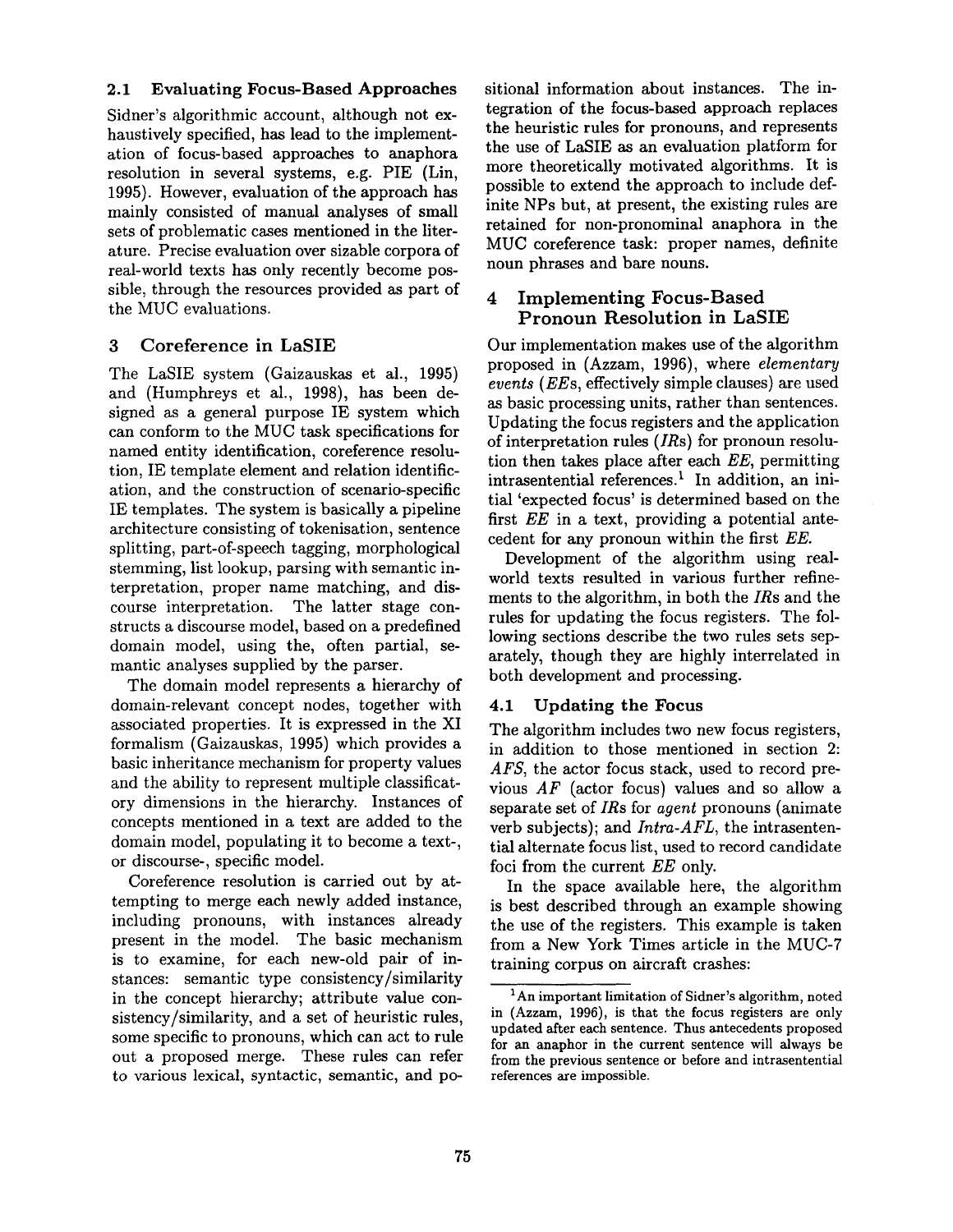### 2.1 Evaluating Focus-Based Approaches

Sidner's algorithmic account, although not exhaustively specified, has lead to the implementation of focus-based approaches to anaphora resolution in several systems, e.g. PIE (Lin, 1995). However, evaluation of the approach has mainly consisted of manual analyses of small sets of problematic cases mentioned in the literature. Precise evaluation over sizable corpora of real-world texts has only recently become possible, through the resources provided as part of the MUC evaluations.

## 3 Coreference in LaSIE

The LaSIE system (Gaizauskas et al., 1995) and (Humphreys et al., 1998), has been designed as a general purpose IE system which can conform to the MUC task specifications for named entity identification, coreference resolution, IE template element and relation identification, and the construction of scenario-specific IE templates. The system is basically a pipeline architecture consisting of tokenisation, sentence splitting, part-of-speech tagging, morphological stemming, list lookup, parsing with semantic interpretation, proper name matching, and discourse interpretation. The latter stage constructs a discourse model, based on a predefined domain model, using the, often partial, semantic analyses supplied by the parser.

The domain model represents a hierarchy of domain-relevant concept nodes, together with associated properties. It is expressed in the XI formalism (Gaizauskas, 1995) which provides a basic inheritance mechanism for property values and the ability to represent multiple classificatory dimensions in the hierarchy. Instances of concepts mentioned in a text are added to the domain model, populating it to become a text-, or discourse-, specific model.

Coreference resolution is carried out by attempting to merge each newly added instance, including pronouns, with instances already present in the model. The basic mechanism is to examine, for each new-old pair of instances: semantic type consistency/similarity in the concept hierarchy; attribute value consistency/similarity, and a set of heuristic rules, some specific to pronouns, which can act to rule out a proposed merge. These rules can refer to various lexical, syntactic, semantic, and positional information about instances. The integration of the focus-based approach replaces the heuristic rules for pronouns, and represents the use of LaSIE as an evaluation platform for more theoretically motivated algorithms. It is possible to extend the approach to include definite NPs but, at present, the existing rules are retained for non-pronominal anaphora in the MUC coreference task: proper names, definite noun phrases and bare nouns.

## 4 Implementing Focus-Based Pronoun Resolution in LaSIE

Our implementation makes use of the algorithm proposed in (Azzam, 1996), where *elementary events* (*EEs*, effectively simple clauses) are used as basic processing units, rather than sentences. Updating the focus registers and the application of interpretation rules (*IRs*) for pronoun resolution then takes place after each *EE*, permitting intrasentential references.[1] In addition, an initial 'expected focus' is determined based on the first *EE* in a text, providing a potential antecedent for any pronoun within the first *EE*.

Development of the algorithm using real-world texts resulted in various further refinements to the algorithm, in both the *IRs* and the rules for updating the focus registers. The following sections describe the two rules sets separately, though they are highly interrelated in both development and processing.

### 4.1 Updating the Focus

The algorithm includes two new focus registers, in addition to those mentioned in section 2: *AFS*, the actor focus stack, used to record previous *AF* (actor focus) values and so allow a separate set of *IRs* for *agent* pronouns (animate verb subjects); and *Intra-AFL*, the intrasentential alternate focus list, used to record candidate foci from the current *EE* only.

In the space available here, the algorithm is best described through an example showing the use of the registers. This example is taken from a New York Times article in the MUC-7 training corpus on aircraft crashes:

[1] An important limitation of Sidner's algorithm, noted in (Azzam, 1996), is that the focus registers are only updated after each sentence. Thus antecedents proposed for an anaphor in the current sentence will always be from the previous sentence or before and intrasentential references are impossible.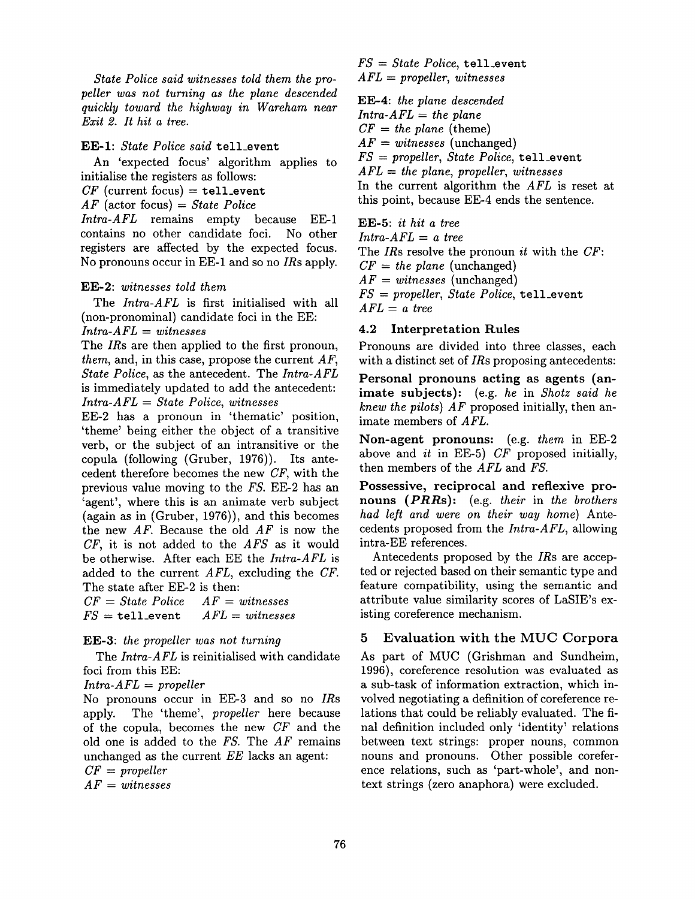*State Police said witnesses told them the propeller was not turning as the plane descended quickly toward the highway in Wareham near Exit 2. It hit a tree.*

**EE-1**: *State Police said* `tell_event`

An 'expected focus' algorithm applies to initialise the registers as follows:
*CF* (current focus) = `tell_event`
*AF* (actor focus) = *State Police*
*Intra-AFL* remains empty because EE-1 contains no other candidate foci. No other registers are affected by the expected focus. No pronouns occur in EE-1 and so no *IR*s apply.

**EE-2**: *witnesses told them*

The *Intra-AFL* is first initialised with all (non-pronominal) candidate foci in the EE:
*Intra-AFL* = *witnesses*
The *IR*s are then applied to the first pronoun, *them*, and, in this case, propose the current *AF*, *State Police*, as the antecedent. The *Intra-AFL* is immediately updated to add the antecedent:
*Intra-AFL* = *State Police, witnesses*
EE-2 has a pronoun in 'thematic' position, 'theme' being either the object of a transitive verb, or the subject of an intransitive or the copula (following (Gruber, 1976)). Its antecedent therefore becomes the new *CF*, with the previous value moving to the *FS*. EE-2 has an 'agent', where this is an animate verb subject (again as in (Gruber, 1976)), and this becomes the new *AF*. Because the old *AF* is now the *CF*, it is not added to the *AFS* as it would be otherwise. After each EE the *Intra-AFL* is added to the current *AFL*, excluding the *CF*. The state after EE-2 is then:
*CF* = *State Police* *AF* = *witnesses*
*FS* = `tell_event` *AFL* = *witnesses*

**EE-3**: *the propeller was not turning*

The *Intra-AFL* is reinitialised with candidate foci from this EE:
*Intra-AFL* = *propeller*
No pronouns occur in EE-3 and so no *IR*s apply. The 'theme', *propeller* here because of the copula, becomes the new *CF* and the old one is added to the *FS*. The *AF* remains unchanged as the current *EE* lacks an agent:
*CF* = *propeller*
*AF* = *witnesses*
*FS* = *State Police*, `tell_event`
*AFL* = *propeller, witnesses*

**EE-4**: *the plane descended*
*Intra-AFL* = *the plane*
*CF* = *the plane* (theme)
*AF* = *witnesses* (unchanged)
*FS* = *propeller, State Police*, `tell_event`
*AFL* = *the plane, propeller, witnesses*
In the current algorithm the *AFL* is reset at this point, because EE-4 ends the sentence.

**EE-5**: *it hit a tree*
*Intra-AFL* = *a tree*
The *IR*s resolve the pronoun *it* with the *CF*:
*CF* = *the plane* (unchanged)
*AF* = *witnesses* (unchanged)
*FS* = *propeller, State Police*, `tell_event`
*AFL* = *a tree*

### 4.2 Interpretation Rules

Pronouns are divided into three classes, each with a distinct set of *IR*s proposing antecedents:

**Personal pronouns acting as agents (animate subjects):** (e.g. *he* in *Shotz said he knew the pilots*) *AF* proposed initially, then animate members of *AFL*.

**Non-agent pronouns:** (e.g. *them* in EE-2 above and *it* in EE-5) *CF* proposed initially, then members of the *AFL* and *FS*.

**Possessive, reciprocal and reflexive pronouns (*PRR*s):** (e.g. *their* in *the brothers had left and were on their way home*) Antecedents proposed from the *Intra-AFL*, allowing intra-EE references.

Antecedents proposed by the *IR*s are accepted or rejected based on their semantic type and feature compatibility, using the semantic and attribute value similarity scores of LaSIE's existing coreference mechanism.

## 5 Evaluation with the MUC Corpora

As part of MUC (Grishman and Sundheim, 1996), coreference resolution was evaluated as a sub-task of information extraction, which involved negotiating a definition of coreference relations that could be reliably evaluated. The final definition included only 'identity' relations between text strings: proper nouns, common nouns and pronouns. Other possible coreference relations, such as 'part-whole', and non-text strings (zero anaphora) were excluded.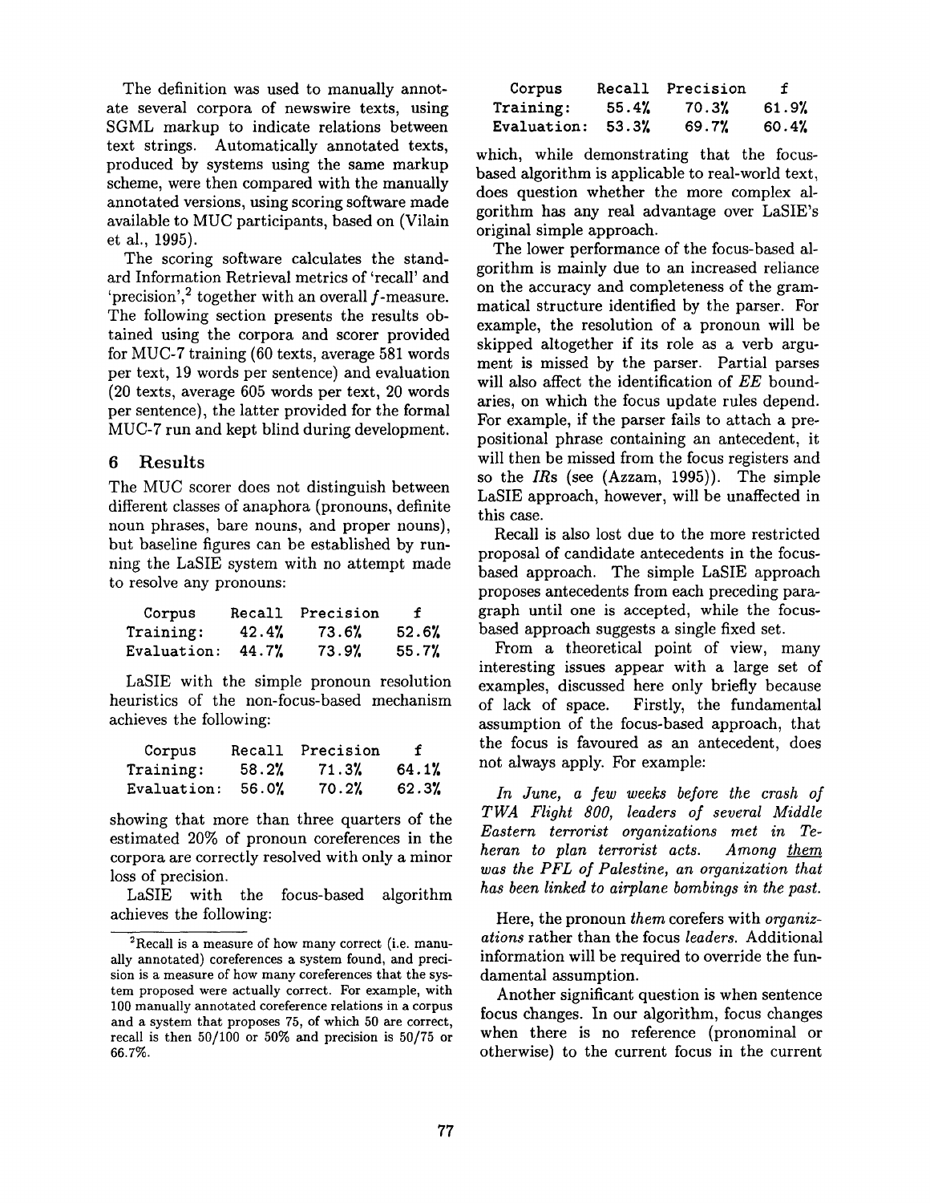The definition was used to manually annotate several corpora of newswire texts, using SGML markup to indicate relations between text strings. Automatically annotated texts, produced by systems using the same markup scheme, were then compared with the manually annotated versions, using scoring software made available to MUC participants, based on (Vilain et al., 1995).

The scoring software calculates the standard Information Retrieval metrics of 'recall' and 'precision',[2] together with an overall $f$-measure. The following section presents the results obtained using the corpora and scorer provided for MUC-7 training (60 texts, average 581 words per text, 19 words per sentence) and evaluation (20 texts, average 605 words per text, 20 words per sentence), the latter provided for the formal MUC-7 run and kept blind during development.

## 6 Results

The MUC scorer does not distinguish between different classes of anaphora (pronouns, definite noun phrases, bare nouns, and proper nouns), but baseline figures can be established by running the LaSIE system with no attempt made to resolve any pronouns:

| Corpus | Recall | Precision | f |
|---|---|---|---|
| Training: | 42.4% | 73.6% | 52.6% |
| Evaluation: | 44.7% | 73.9% | 55.7% |

LaSIE with the simple pronoun resolution heuristics of the non-focus-based mechanism achieves the following:

| Corpus | Recall | Precision | f |
|---|---|---|---|
| Training: | 58.2% | 71.3% | 64.1% |
| Evaluation: | 56.0% | 70.2% | 62.3% |

showing that more than three quarters of the estimated 20% of pronoun coreferences in the corpora are correctly resolved with only a minor loss of precision.

LaSIE with the focus-based algorithm achieves the following:

| Corpus | Recall | Precision | f |
|---|---|---|---|
| Training: | 55.4% | 70.3% | 61.9% |
| Evaluation: | 53.3% | 69.7% | 60.4% |

which, while demonstrating that the focus-based algorithm is applicable to real-world text, does question whether the more complex algorithm has any real advantage over LaSIE's original simple approach.

The lower performance of the focus-based algorithm is mainly due to an increased reliance on the accuracy and completeness of the grammatical structure identified by the parser. For example, the resolution of a pronoun will be skipped altogether if its role as a verb argument is missed by the parser. Partial parses will also affect the identification of *EE* boundaries, on which the focus update rules depend. For example, if the parser fails to attach a prepositional phrase containing an antecedent, it will then be missed from the focus registers and so the *IRs* (see (Azzam, 1995)). The simple LaSIE approach, however, will be unaffected in this case.

Recall is also lost due to the more restricted proposal of candidate antecedents in the focus-based approach. The simple LaSIE approach proposes antecedents from each preceding paragraph until one is accepted, while the focus-based approach suggests a single fixed set.

From a theoretical point of view, many interesting issues appear with a large set of examples, discussed here only briefly because of lack of space. Firstly, the fundamental assumption of the focus-based approach, that the focus is favoured as an antecedent, does not always apply. For example:

*In June, a few weeks before the crash of TWA Flight 800, leaders of several Middle Eastern terrorist organizations met in Teheran to plan terrorist acts. Among them was the PFL of Palestine, an organization that has been linked to airplane bombings in the past.*

Here, the pronoun *them* corefers with *organizations* rather than the focus *leaders*. Additional information will be required to override the fundamental assumption.

Another significant question is when sentence focus changes. In our algorithm, focus changes when there is no reference (pronominal or otherwise) to the current focus in the current

[2] Recall is a measure of how many correct (i.e. manually annotated) coreferences a system found, and precision is a measure of how many coreferences that the system proposed were actually correct. For example, with 100 manually annotated coreference relations in a corpus and a system that proposes 75, of which 50 are correct, recall is then 50/100 or 50% and precision is 50/75 or 66.7%.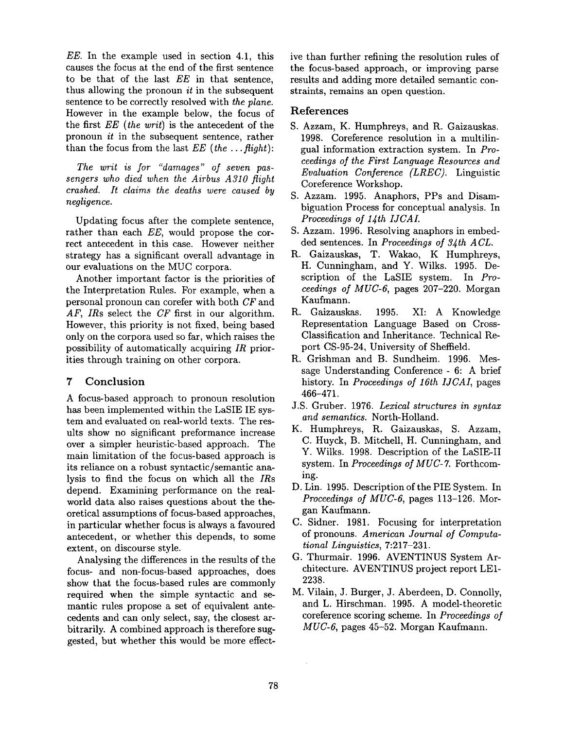*EE*. In the example used in section 4.1, this causes the focus at the end of the first sentence to be that of the last *EE* in that sentence, thus allowing the pronoun *it* in the subsequent sentence to be correctly resolved with *the plane*. However in the example below, the focus of the first *EE* (*the writ*) is the antecedent of the pronoun *it* in the subsequent sentence, rather than the focus from the last *EE* (*the ... flight*):

*The writ is for "damages" of seven passengers who died when the Airbus A310 flight crashed. It claims the deaths were caused by negligence.*

Updating focus after the complete sentence, rather than each *EE*, would propose the correct antecedent in this case. However neither strategy has a significant overall advantage in our evaluations on the MUC corpora.

Another important factor is the priorities of the Interpretation Rules. For example, when a personal pronoun can corefer with both *CF* and *AF*, *IR*s select the *CF* first in our algorithm. However, this priority is not fixed, being based only on the corpora used so far, which raises the possibility of automatically acquiring *IR* priorities through training on other corpora.

## 7 Conclusion

A focus-based approach to pronoun resolution has been implemented within the LaSIE IE system and evaluated on real-world texts. The results show no significant preformance increase over a simpler heuristic-based approach. The main limitation of the focus-based approach is its reliance on a robust syntactic/semantic analysis to find the focus on which all the *IR*s depend. Examining performance on the real-world data also raises questions about the theoretical assumptions of focus-based approaches, in particular whether focus is always a favoured antecedent, or whether this depends, to some extent, on discourse style.

Analysing the differences in the results of the focus- and non-focus-based approaches, does show that the focus-based rules are commonly required when the simple syntactic and semantic rules propose a set of equivalent antecedents and can only select, say, the closest arbitrarily. A combined approach is therefore suggested, but whether this would be more effective than further refining the resolution rules of the focus-based approach, or improving parse results and adding more detailed semantic constraints, remains an open question.

## References

S. Azzam, K. Humphreys, and R. Gaizauskas. 1998. Coreference resolution in a multilingual information extraction system. In *Proceedings of the First Language Resources and Evaluation Conference (LREC)*. Linguistic Coreference Workshop.

S. Azzam. 1995. Anaphors, PPs and Disambiguation Process for conceptual analysis. In *Proceedings of 14th IJCAI*.

S. Azzam. 1996. Resolving anaphors in embedded sentences. In *Proceedings of 34th ACL*.

R. Gaizauskas, T. Wakao, K Humphreys, H. Cunningham, and Y. Wilks. 1995. Description of the LaSIE system. In *Proceedings of MUC-6*, pages 207–220. Morgan Kaufmann.

R. Gaizauskas. 1995. XI: A Knowledge Representation Language Based on Cross-Classification and Inheritance. Technical Report CS-95-24, University of Sheffield.

R. Grishman and B. Sundheim. 1996. Message Understanding Conference - 6: A brief history. In *Proceedings of 16th IJCAI*, pages 466–471.

J.S. Gruber. 1976. *Lexical structures in syntax and semantics*. North-Holland.

K. Humphreys, R. Gaizauskas, S. Azzam, C. Huyck, B. Mitchell, H. Cunningham, and Y. Wilks. 1998. Description of the LaSIE-II system. In *Proceedings of MUC-7*. Forthcoming.

D. Lin. 1995. Description of the PIE System. In *Proceedings of MUC-6*, pages 113–126. Morgan Kaufmann.

C. Sidner. 1981. Focusing for interpretation of pronouns. *American Journal of Computational Linguistics*, 7:217–231.

G. Thurmair. 1996. AVENTINUS System Architecture. AVENTINUS project report LE1-2238.

M. Vilain, J. Burger, J. Aberdeen, D. Connolly, and L. Hirschman. 1995. A model-theoretic coreference scoring scheme. In *Proceedings of MUC-6*, pages 45–52. Morgan Kaufmann.